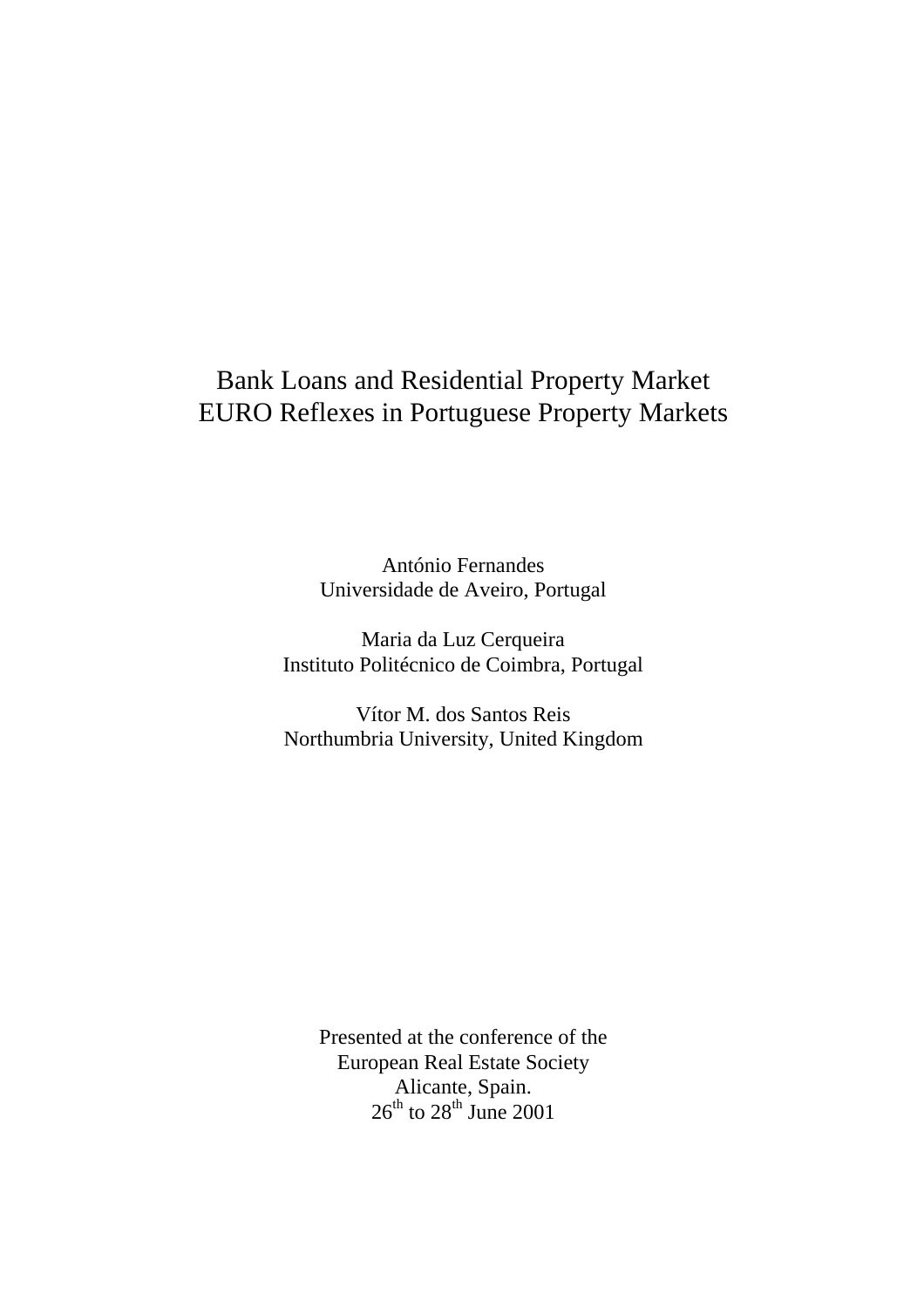# Bank Loans and Residential Property Market
# EURO Reflexes in Portuguese Property Markets

António Fernandes
Universidade de Aveiro, Portugal

Maria da Luz Cerqueira
Instituto Politécnico de Coimbra, Portugal

Vítor M. dos Santos Reis
Northumbria University, United Kingdom

Presented at the conference of the
European Real Estate Society
Alicante, Spain.
26th to 28th June 2001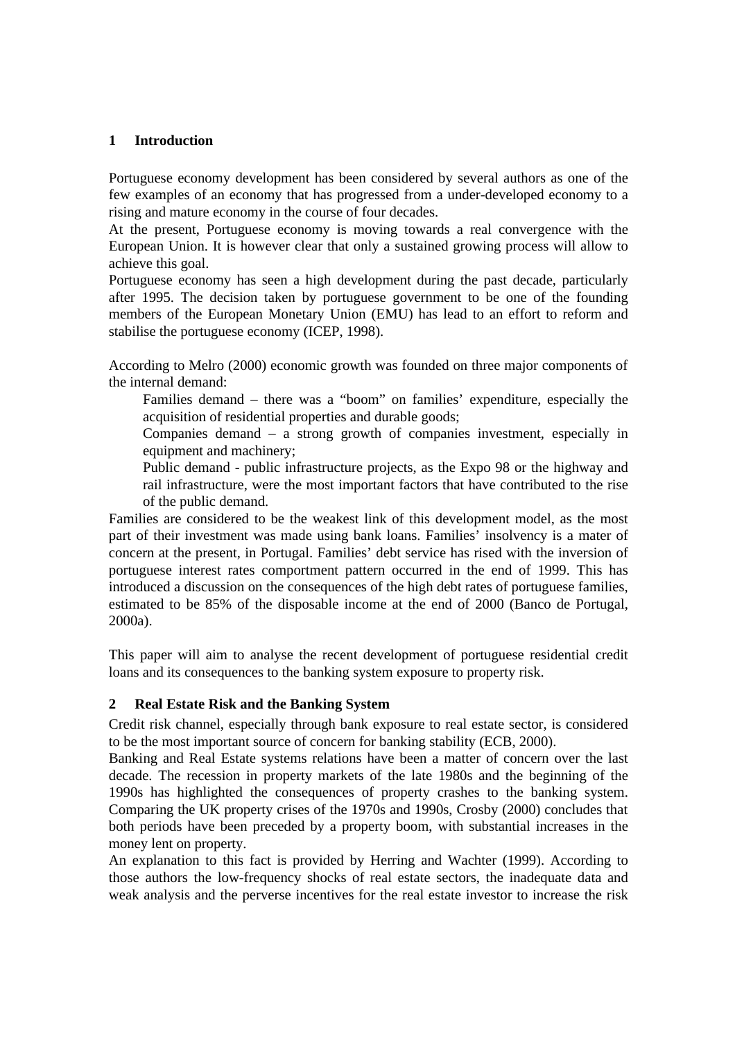## 1 Introduction

Portuguese economy development has been considered by several authors as one of the few examples of an economy that has progressed from a under-developed economy to a rising and mature economy in the course of four decades.

At the present, Portuguese economy is moving towards a real convergence with the European Union. It is however clear that only a sustained growing process will allow to achieve this goal.

Portuguese economy has seen a high development during the past decade, particularly after 1995. The decision taken by portuguese government to be one of the founding members of the European Monetary Union (EMU) has lead to an effort to reform and stabilise the portuguese economy (ICEP, 1998).

According to Melro (2000) economic growth was founded on three major components of the internal demand:

- Families demand – there was a "boom" on families' expenditure, especially the acquisition of residential properties and durable goods;
- Companies demand – a strong growth of companies investment, especially in equipment and machinery;
- Public demand - public infrastructure projects, as the Expo 98 or the highway and rail infrastructure, were the most important factors that have contributed to the rise of the public demand.

Families are considered to be the weakest link of this development model, as the most part of their investment was made using bank loans. Families' insolvency is a mater of concern at the present, in Portugal. Families' debt service has rised with the inversion of portuguese interest rates comportment pattern occurred in the end of 1999. This has introduced a discussion on the consequences of the high debt rates of portuguese families, estimated to be 85% of the disposable income at the end of 2000 (Banco de Portugal, 2000a).

This paper will aim to analyse the recent development of portuguese residential credit loans and its consequences to the banking system exposure to property risk.

## 2 Real Estate Risk and the Banking System

Credit risk channel, especially through bank exposure to real estate sector, is considered to be the most important source of concern for banking stability (ECB, 2000).

Banking and Real Estate systems relations have been a matter of concern over the last decade. The recession in property markets of the late 1980s and the beginning of the 1990s has highlighted the consequences of property crashes to the banking system. Comparing the UK property crises of the 1970s and 1990s, Crosby (2000) concludes that both periods have been preceded by a property boom, with substantial increases in the money lent on property.

An explanation to this fact is provided by Herring and Wachter (1999). According to those authors the low-frequency shocks of real estate sectors, the inadequate data and weak analysis and the perverse incentives for the real estate investor to increase the risk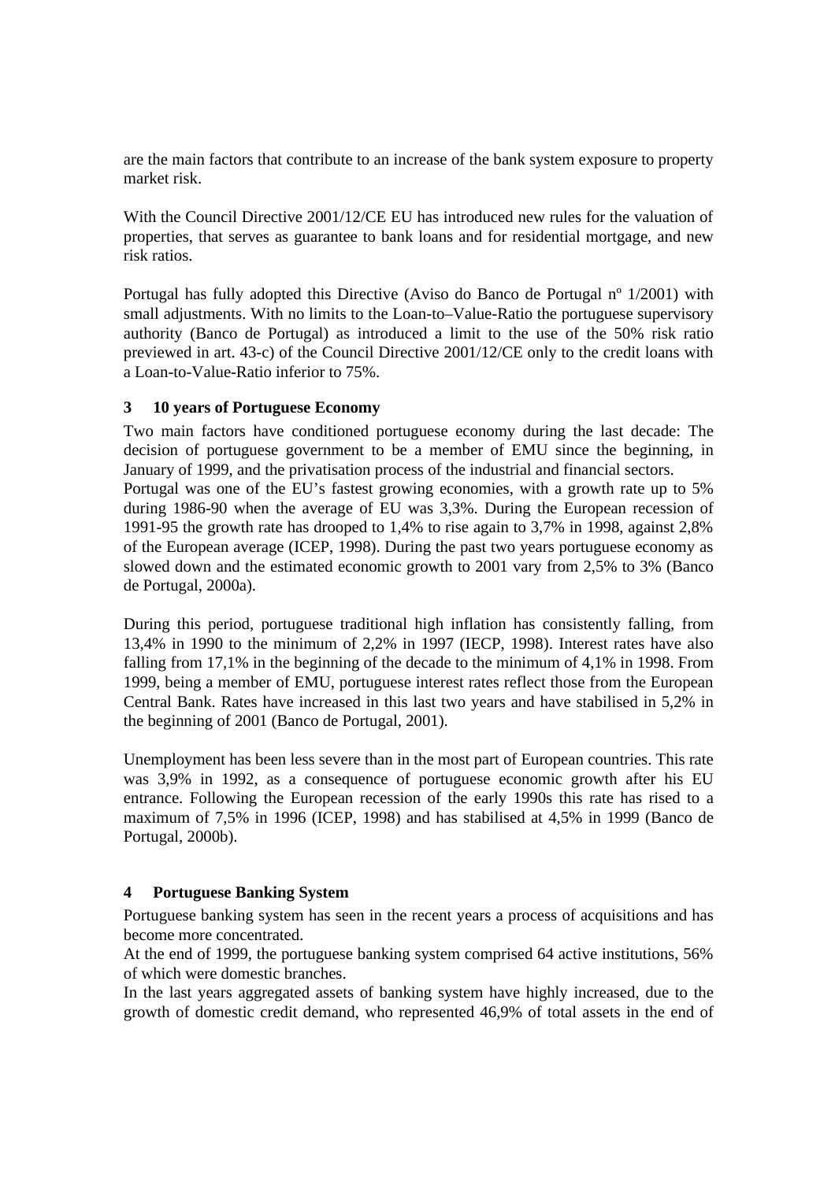are the main factors that contribute to an increase of the bank system exposure to property market risk.

With the Council Directive 2001/12/CE EU has introduced new rules for the valuation of properties, that serves as guarantee to bank loans and for residential mortgage, and new risk ratios.

Portugal has fully adopted this Directive (Aviso do Banco de Portugal nº 1/2001) with small adjustments. With no limits to the Loan-to–Value-Ratio the portuguese supervisory authority (Banco de Portugal) as introduced a limit to the use of the 50% risk ratio previewed in art. 43-c) of the Council Directive 2001/12/CE only to the credit loans with a Loan-to-Value-Ratio inferior to 75%.

## 3 10 years of Portuguese Economy

Two main factors have conditioned portuguese economy during the last decade: The decision of portuguese government to be a member of EMU since the beginning, in January of 1999, and the privatisation process of the industrial and financial sectors.
Portugal was one of the EU's fastest growing economies, with a growth rate up to 5% during 1986-90 when the average of EU was 3,3%. During the European recession of 1991-95 the growth rate has drooped to 1,4% to rise again to 3,7% in 1998, against 2,8% of the European average (ICEP, 1998). During the past two years portuguese economy as slowed down and the estimated economic growth to 2001 vary from 2,5% to 3% (Banco de Portugal, 2000a).

During this period, portuguese traditional high inflation has consistently falling, from 13,4% in 1990 to the minimum of 2,2% in 1997 (IECP, 1998). Interest rates have also falling from 17,1% in the beginning of the decade to the minimum of 4,1% in 1998. From 1999, being a member of EMU, portuguese interest rates reflect those from the European Central Bank. Rates have increased in this last two years and have stabilised in 5,2% in the beginning of 2001 (Banco de Portugal, 2001).

Unemployment has been less severe than in the most part of European countries. This rate was 3,9% in 1992, as a consequence of portuguese economic growth after his EU entrance. Following the European recession of the early 1990s this rate has rised to a maximum of 7,5% in 1996 (ICEP, 1998) and has stabilised at 4,5% in 1999 (Banco de Portugal, 2000b).

## 4 Portuguese Banking System

Portuguese banking system has seen in the recent years a process of acquisitions and has become more concentrated.
At the end of 1999, the portuguese banking system comprised 64 active institutions, 56% of which were domestic branches.
In the last years aggregated assets of banking system have highly increased, due to the growth of domestic credit demand, who represented 46,9% of total assets in the end of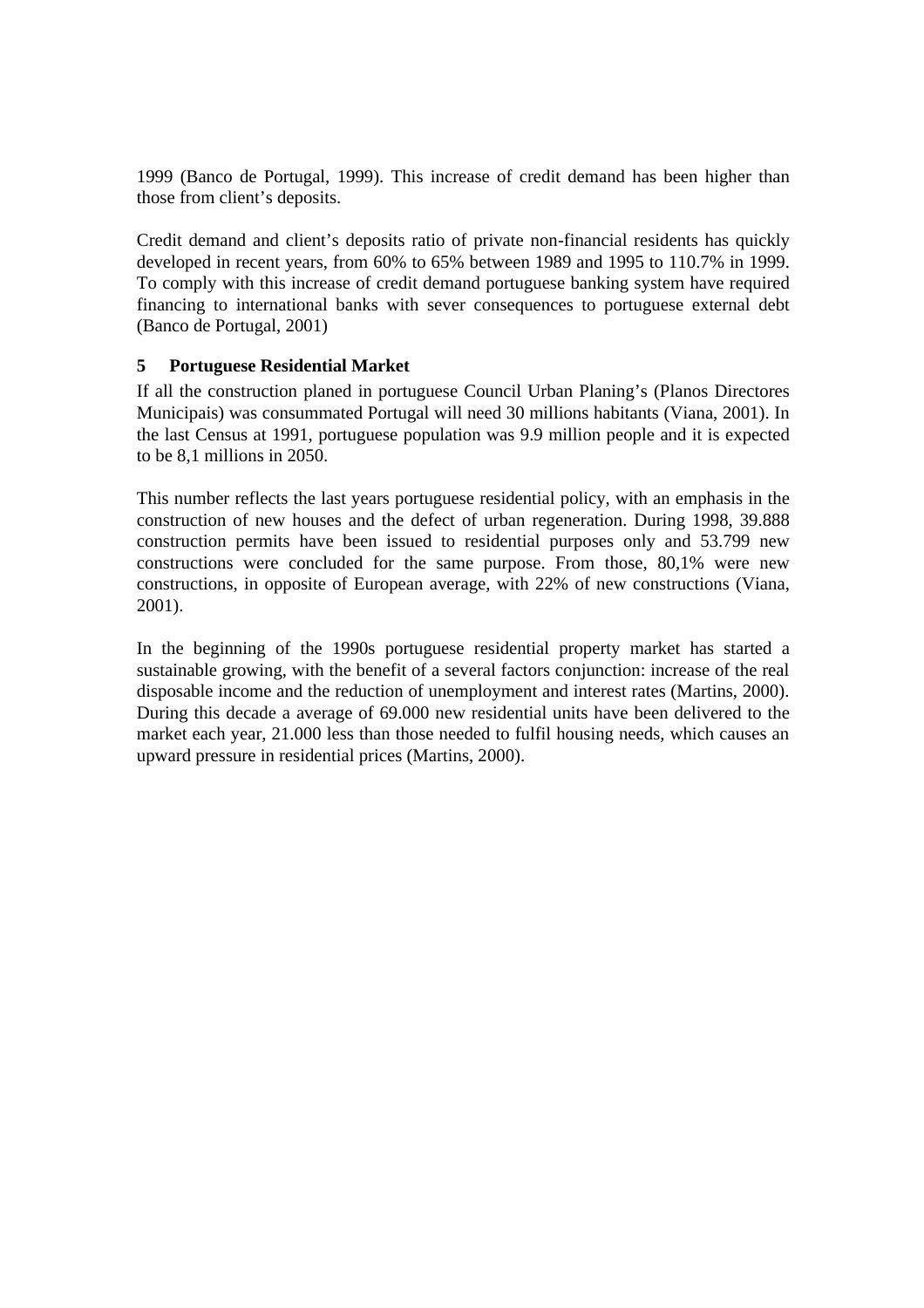1999 (Banco de Portugal, 1999). This increase of credit demand has been higher than those from client's deposits.

Credit demand and client's deposits ratio of private non-financial residents has quickly developed in recent years, from 60% to 65% between 1989 and 1995 to 110.7% in 1999. To comply with this increase of credit demand portuguese banking system have required financing to international banks with sever consequences to portuguese external debt (Banco de Portugal, 2001)

## 5 Portuguese Residential Market

If all the construction planed in portuguese Council Urban Planing's (Planos Directores Municipais) was consummated Portugal will need 30 millions habitants (Viana, 2001). In the last Census at 1991, portuguese population was 9.9 million people and it is expected to be 8,1 millions in 2050.

This number reflects the last years portuguese residential policy, with an emphasis in the construction of new houses and the defect of urban regeneration. During 1998, 39.888 construction permits have been issued to residential purposes only and 53.799 new constructions were concluded for the same purpose. From those, 80,1% were new constructions, in opposite of European average, with 22% of new constructions (Viana, 2001).

In the beginning of the 1990s portuguese residential property market has started a sustainable growing, with the benefit of a several factors conjunction: increase of the real disposable income and the reduction of unemployment and interest rates (Martins, 2000). During this decade a average of 69.000 new residential units have been delivered to the market each year, 21.000 less than those needed to fulfil housing needs, which causes an upward pressure in residential prices (Martins, 2000).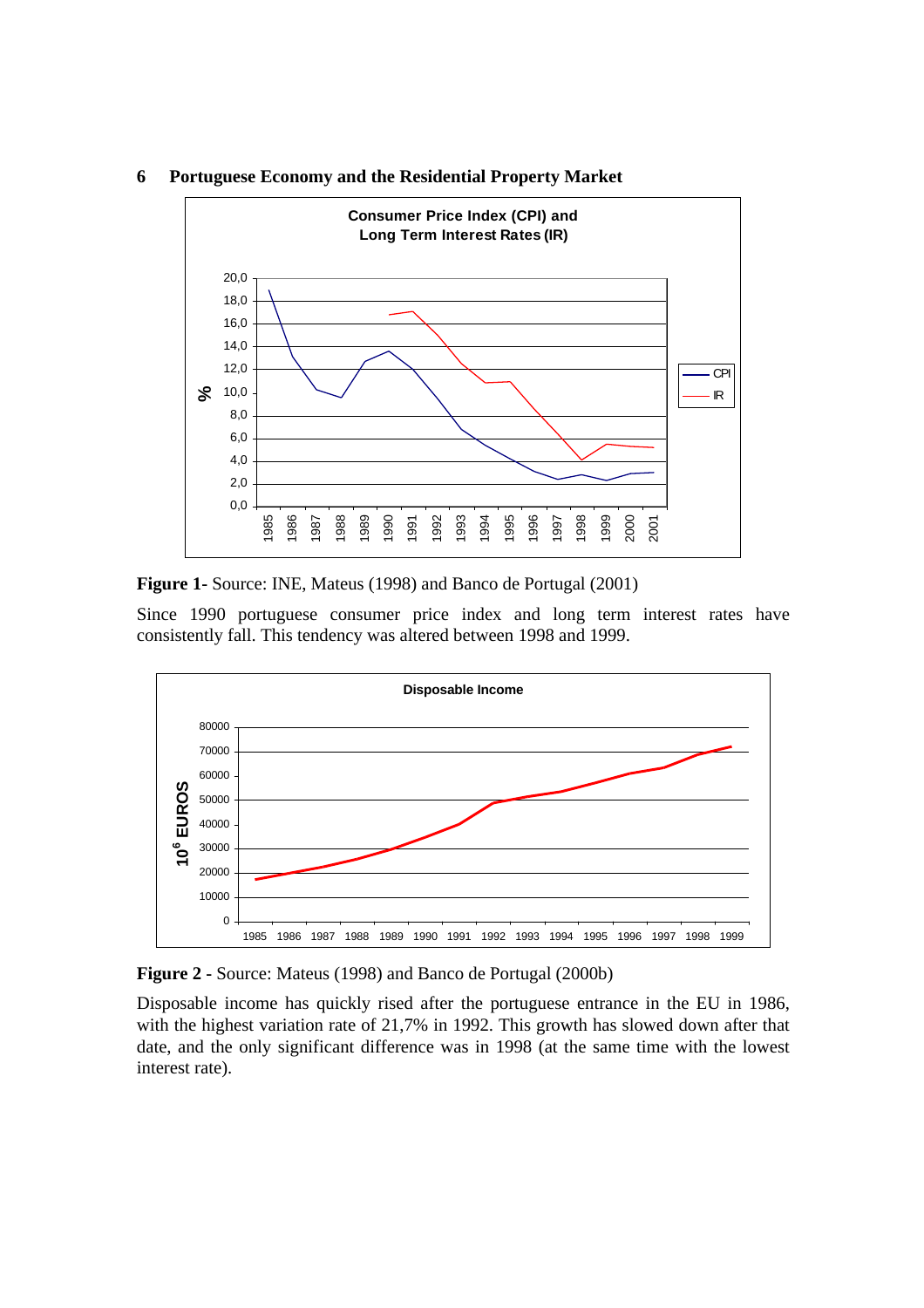## 6 Portuguese Economy and the Residential Property Market

**Figure 1**- Source: INE, Mateus (1998) and Banco de Portugal (2001)

Since 1990 portuguese consumer price index and long term interest rates have consistently fall. This tendency was altered between 1998 and 1999.

**Figure 2** - Source: Mateus (1998) and Banco de Portugal (2000b)

Disposable income has quickly rised after the portuguese entrance in the EU in 1986, with the highest variation rate of 21,7% in 1992. This growth has slowed down after that date, and the only significant difference was in 1998 (at the same time with the lowest interest rate).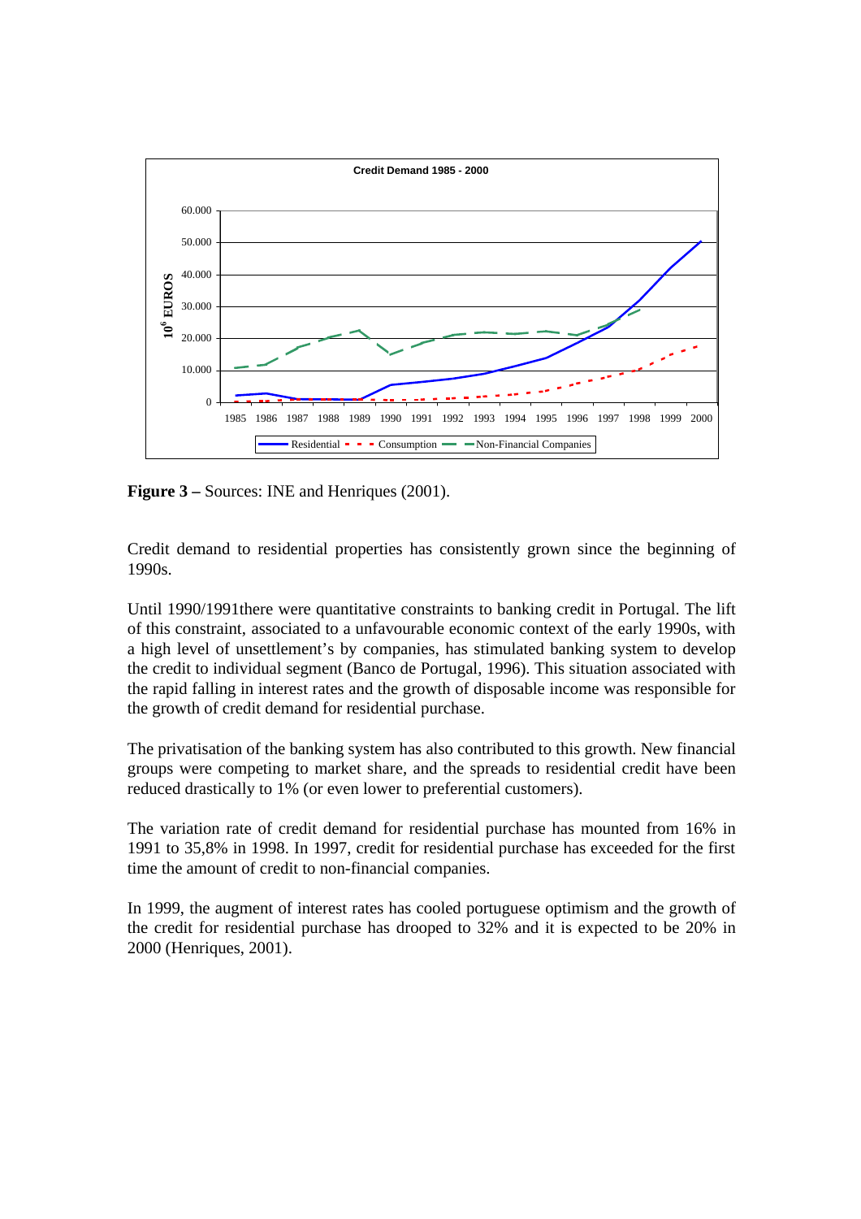**Figure 3 –** Sources: INE and Henriques (2001).

Credit demand to residential properties has consistently grown since the beginning of 1990s.

Until 1990/1991there were quantitative constraints to banking credit in Portugal. The lift of this constraint, associated to a unfavourable economic context of the early 1990s, with a high level of unsettlement's by companies, has stimulated banking system to develop the credit to individual segment (Banco de Portugal, 1996). This situation associated with the rapid falling in interest rates and the growth of disposable income was responsible for the growth of credit demand for residential purchase.

The privatisation of the banking system has also contributed to this growth. New financial groups were competing to market share, and the spreads to residential credit have been reduced drastically to 1% (or even lower to preferential customers).

The variation rate of credit demand for residential purchase has mounted from 16% in 1991 to 35,8% in 1998. In 1997, credit for residential purchase has exceeded for the first time the amount of credit to non-financial companies.

In 1999, the augment of interest rates has cooled portuguese optimism and the growth of the credit for residential purchase has drooped to 32% and it is expected to be 20% in 2000 (Henriques, 2001).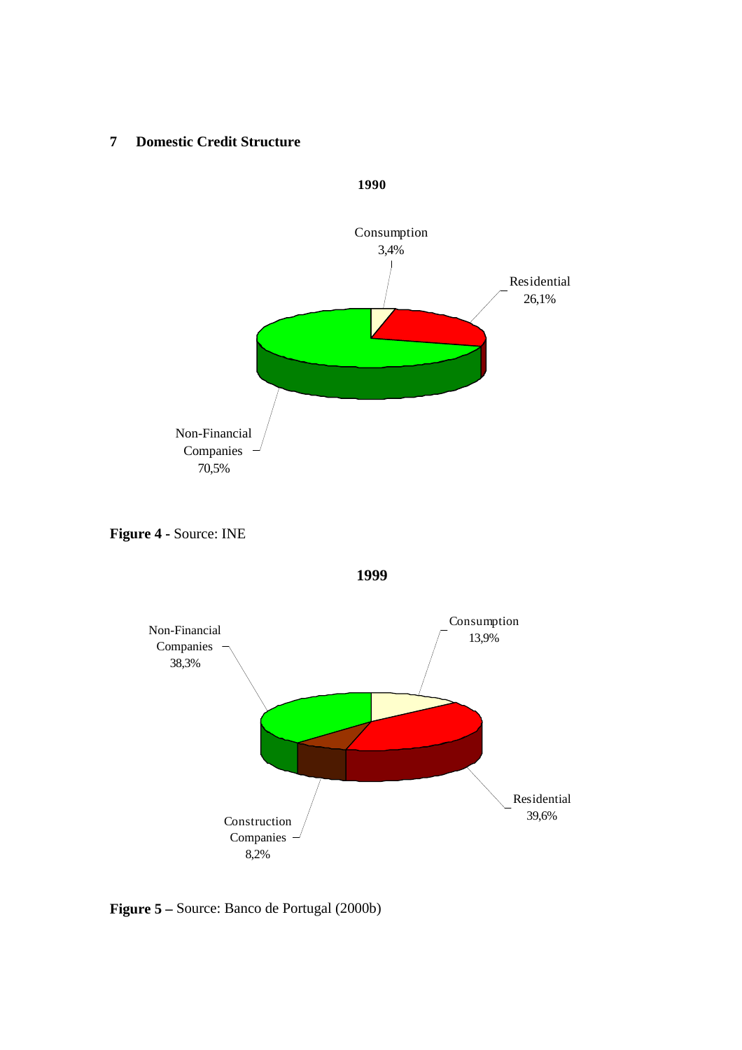## 7 Domestic Credit Structure

**1990**

Consumption 3,4%

Residential 26,1%

Non-Financial Companies 70,5%

**Figure 4** - Source: INE

**1999**

Non-Financial Companies 38,3%

Consumption 13,9%

Residential 39,6%

Construction Companies 8,2%

**Figure 5 –** Source: Banco de Portugal (2000b)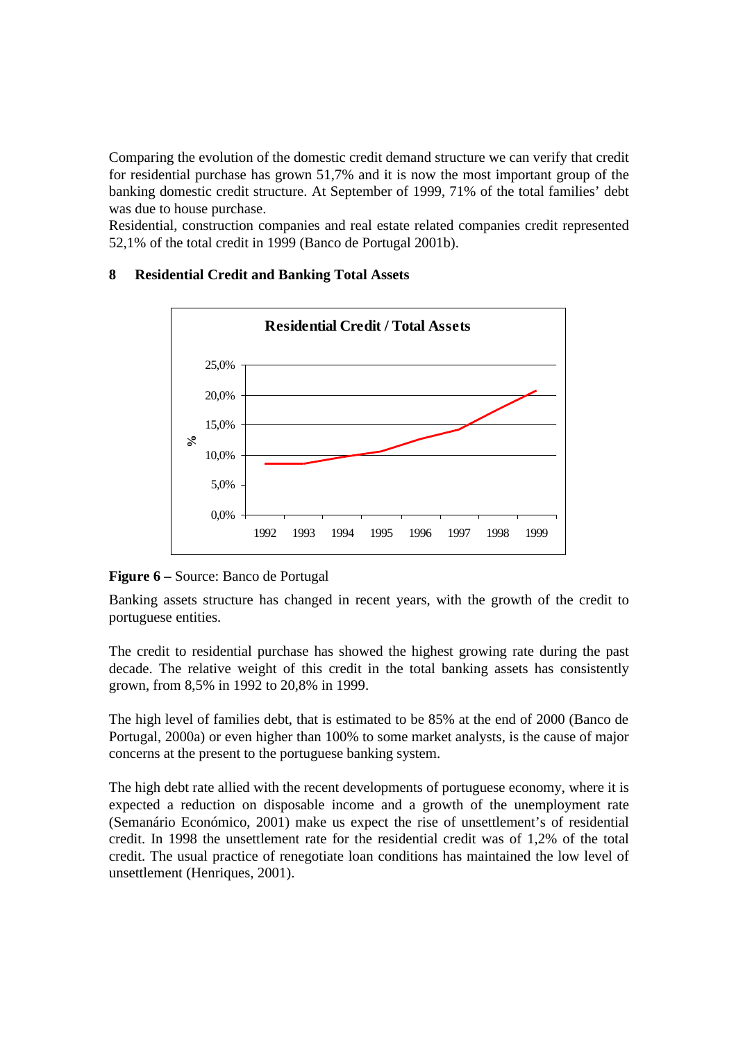Comparing the evolution of the domestic credit demand structure we can verify that credit for residential purchase has grown 51,7% and it is now the most important group of the banking domestic credit structure. At September of 1999, 71% of the total families' debt was due to house purchase.

Residential, construction companies and real estate related companies credit represented 52,1% of the total credit in 1999 (Banco de Portugal 2001b).

## 8 Residential Credit and Banking Total Assets

**Figure 6 –** Source: Banco de Portugal

Banking assets structure has changed in recent years, with the growth of the credit to portuguese entities.

The credit to residential purchase has showed the highest growing rate during the past decade. The relative weight of this credit in the total banking assets has consistently grown, from 8,5% in 1992 to 20,8% in 1999.

The high level of families debt, that is estimated to be 85% at the end of 2000 (Banco de Portugal, 2000a) or even higher than 100% to some market analysts, is the cause of major concerns at the present to the portuguese banking system.

The high debt rate allied with the recent developments of portuguese economy, where it is expected a reduction on disposable income and a growth of the unemployment rate (Semanário Económico, 2001) make us expect the rise of unsettlement's of residential credit. In 1998 the unsettlement rate for the residential credit was of 1,2% of the total credit. The usual practice of renegotiate loan conditions has maintained the low level of unsettlement (Henriques, 2001).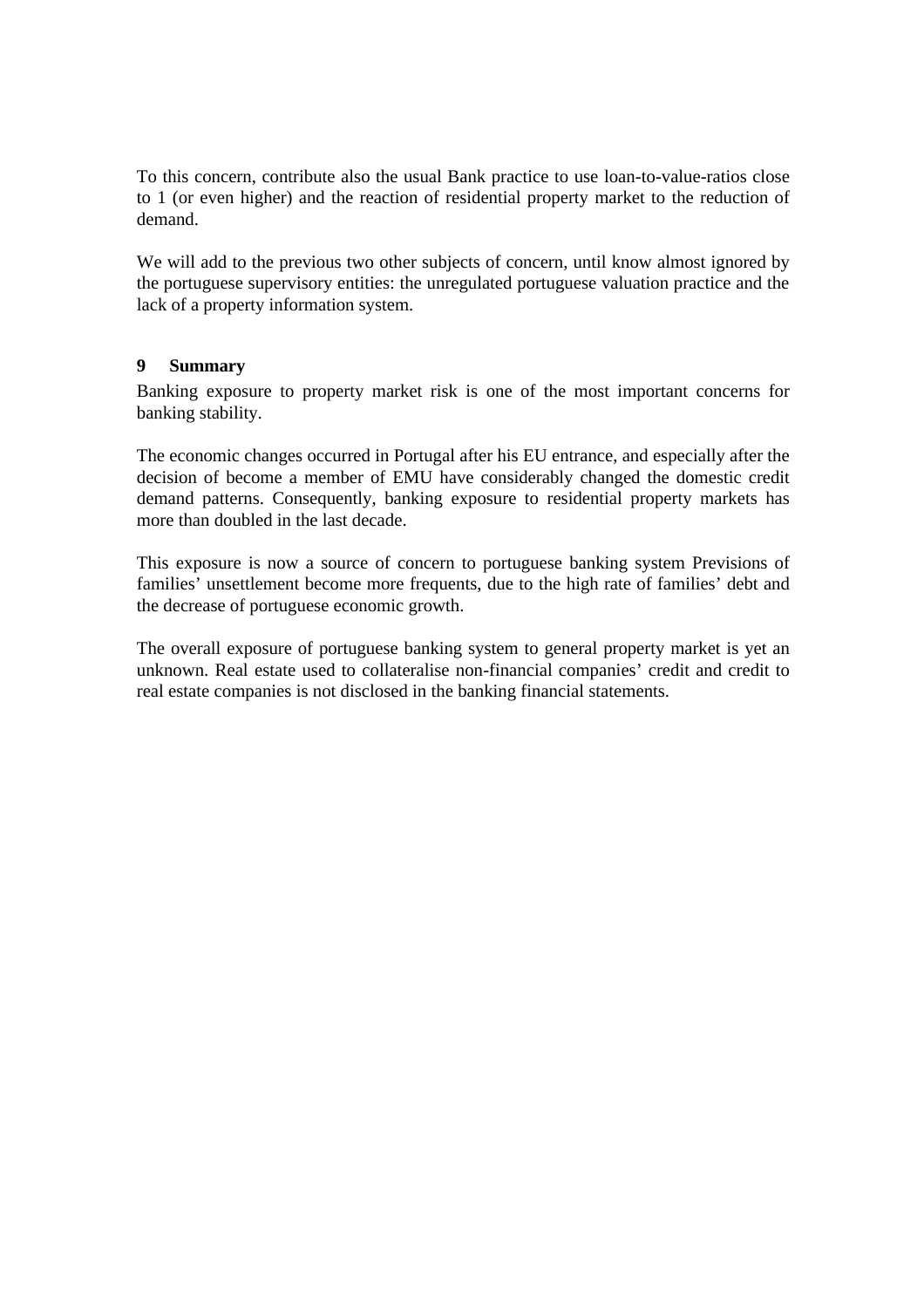To this concern, contribute also the usual Bank practice to use loan-to-value-ratios close to 1 (or even higher) and the reaction of residential property market to the reduction of demand.

We will add to the previous two other subjects of concern, until know almost ignored by the portuguese supervisory entities: the unregulated portuguese valuation practice and the lack of a property information system.

## 9 Summary

Banking exposure to property market risk is one of the most important concerns for banking stability.

The economic changes occurred in Portugal after his EU entrance, and especially after the decision of become a member of EMU have considerably changed the domestic credit demand patterns. Consequently, banking exposure to residential property markets has more than doubled in the last decade.

This exposure is now a source of concern to portuguese banking system Previsions of families' unsettlement become more frequents, due to the high rate of families' debt and the decrease of portuguese economic growth.

The overall exposure of portuguese banking system to general property market is yet an unknown. Real estate used to collateralise non-financial companies' credit and credit to real estate companies is not disclosed in the banking financial statements.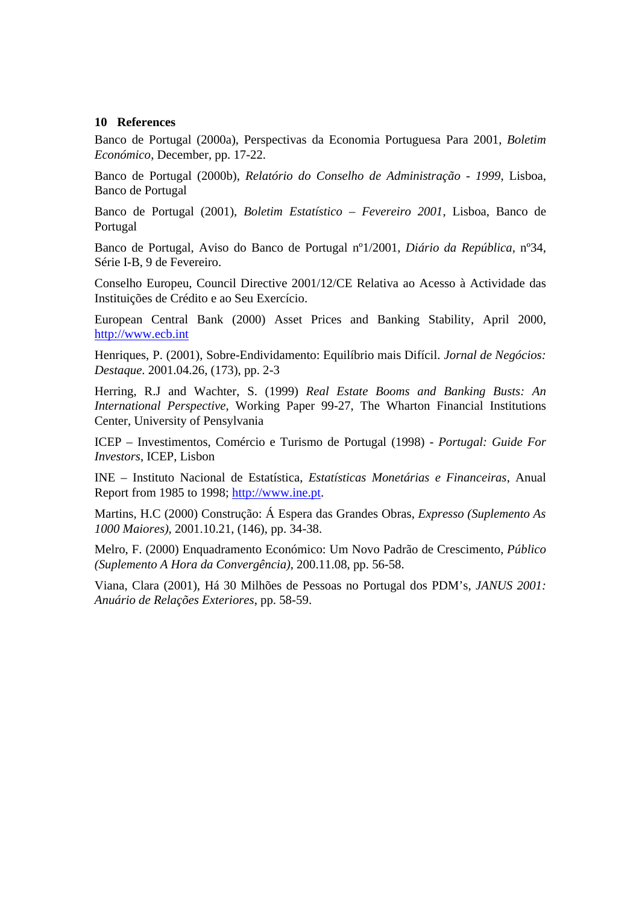## 10 References

Banco de Portugal (2000a), Perspectivas da Economia Portuguesa Para 2001, *Boletim Económico*, December, pp. 17-22.

Banco de Portugal (2000b), *Relatório do Conselho de Administração - 1999*, Lisboa, Banco de Portugal

Banco de Portugal (2001), *Boletim Estatístico – Fevereiro 2001*, Lisboa, Banco de Portugal

Banco de Portugal, Aviso do Banco de Portugal nº1/2001, *Diário da República*, nº34, Série I-B, 9 de Fevereiro.

Conselho Europeu, Council Directive 2001/12/CE Relativa ao Acesso à Actividade das Instituições de Crédito e ao Seu Exercício.

European Central Bank (2000) Asset Prices and Banking Stability, April 2000, http://www.ecb.int

Henriques, P. (2001), Sobre-Endividamento: Equilíbrio mais Difícil. *Jornal de Negócios: Destaque*. 2001.04.26, (173), pp. 2-3

Herring, R.J and Wachter, S. (1999) *Real Estate Booms and Banking Busts: An International Perspective*, Working Paper 99-27, The Wharton Financial Institutions Center, University of Pensylvania

ICEP – Investimentos, Comércio e Turismo de Portugal (1998) - *Portugal: Guide For Investors*, ICEP, Lisbon

INE – Instituto Nacional de Estatística, *Estatísticas Monetárias e Financeiras*, Anual Report from 1985 to 1998; http://www.ine.pt.

Martins, H.C (2000) Construção: Á Espera das Grandes Obras, *Expresso (Suplemento As 1000 Maiores)*, 2001.10.21, (146), pp. 34-38.

Melro, F. (2000) Enquadramento Económico: Um Novo Padrão de Crescimento, *Público (Suplemento A Hora da Convergência)*, 200.11.08, pp. 56-58.

Viana, Clara (2001), Há 30 Milhões de Pessoas no Portugal dos PDM's, *JANUS 2001: Anuário de Relações Exteriores*, pp. 58-59.